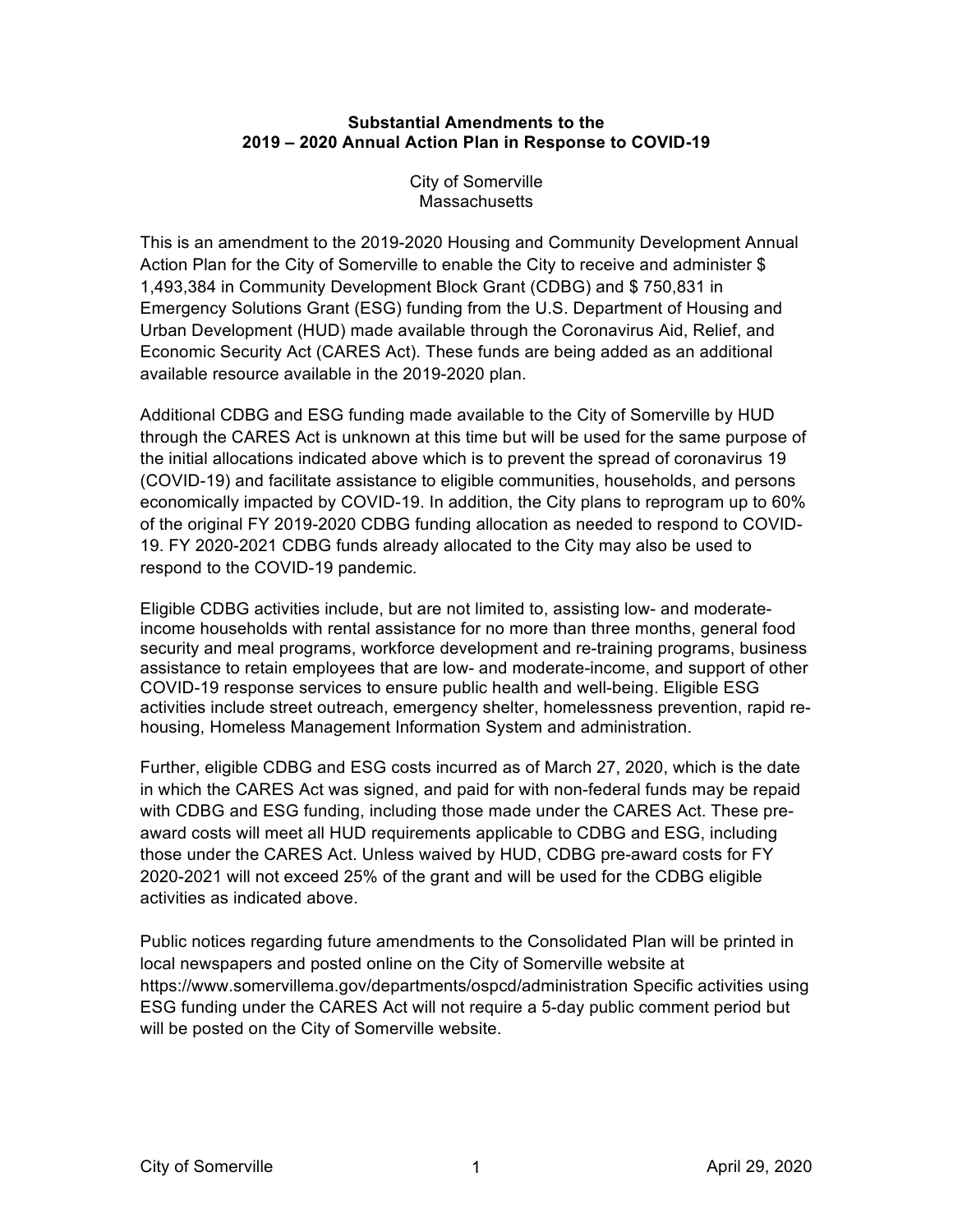# Substantial Amendments to the 2019 – 2020 Annual Action Plan in Response to COVID-19

City of Somerville
Massachusetts

This is an amendment to the 2019-2020 Housing and Community Development Annual Action Plan for the City of Somerville to enable the City to receive and administer $ 1,493,384 in Community Development Block Grant (CDBG) and $ 750,831 in Emergency Solutions Grant (ESG) funding from the U.S. Department of Housing and Urban Development (HUD) made available through the Coronavirus Aid, Relief, and Economic Security Act (CARES Act). These funds are being added as an additional available resource available in the 2019-2020 plan.

Additional CDBG and ESG funding made available to the City of Somerville by HUD through the CARES Act is unknown at this time but will be used for the same purpose of the initial allocations indicated above which is to prevent the spread of coronavirus 19 (COVID-19) and facilitate assistance to eligible communities, households, and persons economically impacted by COVID-19. In addition, the City plans to reprogram up to 60% of the original FY 2019-2020 CDBG funding allocation as needed to respond to COVID-19. FY 2020-2021 CDBG funds already allocated to the City may also be used to respond to the COVID-19 pandemic.

Eligible CDBG activities include, but are not limited to, assisting low- and moderate-income households with rental assistance for no more than three months, general food security and meal programs, workforce development and re-training programs, business assistance to retain employees that are low- and moderate-income, and support of other COVID-19 response services to ensure public health and well-being. Eligible ESG activities include street outreach, emergency shelter, homelessness prevention, rapid re-housing, Homeless Management Information System and administration.

Further, eligible CDBG and ESG costs incurred as of March 27, 2020, which is the date in which the CARES Act was signed, and paid for with non-federal funds may be repaid with CDBG and ESG funding, including those made under the CARES Act. These pre-award costs will meet all HUD requirements applicable to CDBG and ESG, including those under the CARES Act. Unless waived by HUD, CDBG pre-award costs for FY 2020-2021 will not exceed 25% of the grant and will be used for the CDBG eligible activities as indicated above.

Public notices regarding future amendments to the Consolidated Plan will be printed in local newspapers and posted online on the City of Somerville website at https://www.somervillema.gov/departments/ospcd/administration Specific activities using ESG funding under the CARES Act will not require a 5-day public comment period but will be posted on the City of Somerville website.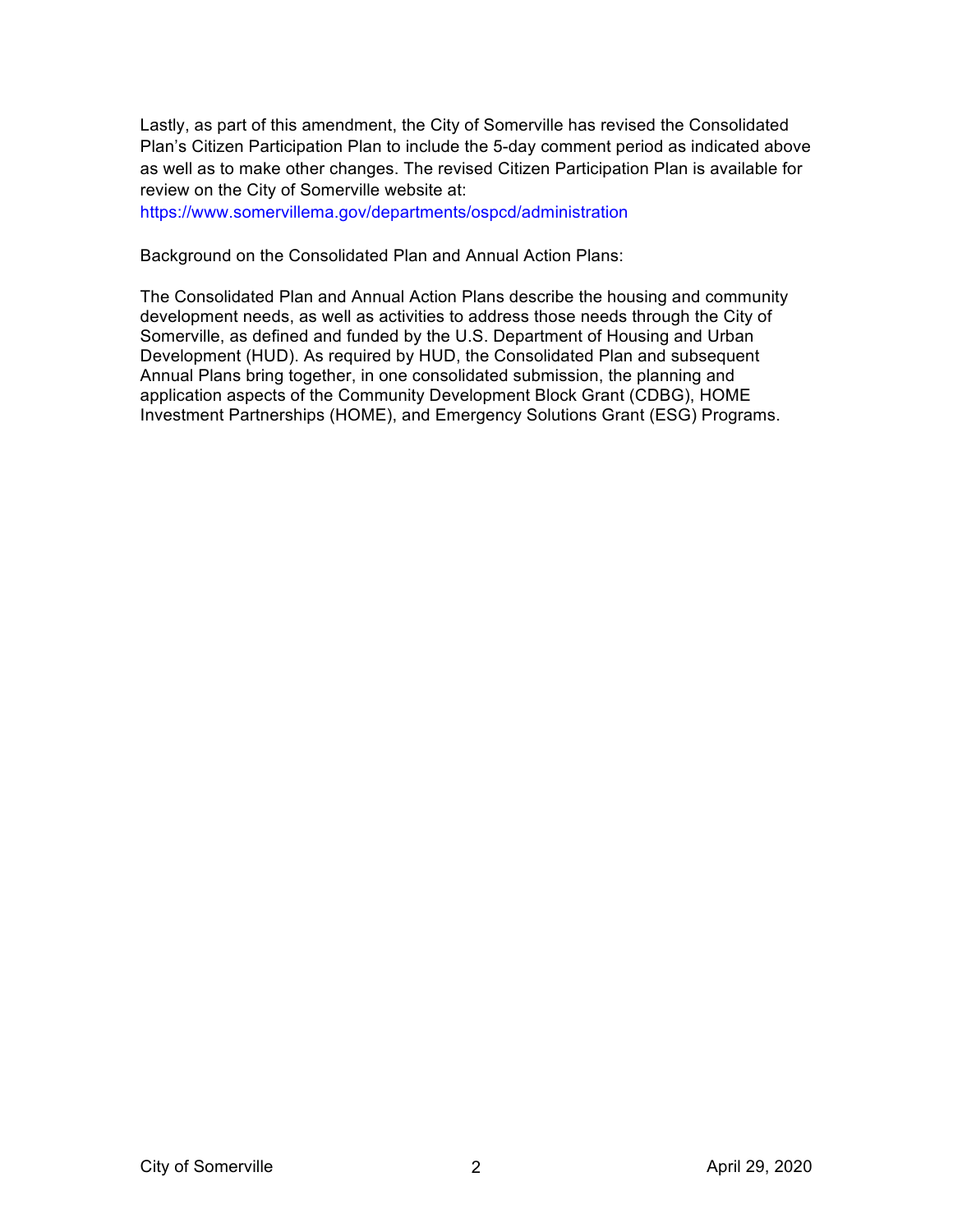Lastly, as part of this amendment, the City of Somerville has revised the Consolidated Plan's Citizen Participation Plan to include the 5-day comment period as indicated above as well as to make other changes. The revised Citizen Participation Plan is available for review on the City of Somerville website at:

https://www.somervillema.gov/departments/ospcd/administration

Background on the Consolidated Plan and Annual Action Plans:

The Consolidated Plan and Annual Action Plans describe the housing and community development needs, as well as activities to address those needs through the City of Somerville, as defined and funded by the U.S. Department of Housing and Urban Development (HUD). As required by HUD, the Consolidated Plan and subsequent Annual Plans bring together, in one consolidated submission, the planning and application aspects of the Community Development Block Grant (CDBG), HOME Investment Partnerships (HOME), and Emergency Solutions Grant (ESG) Programs.